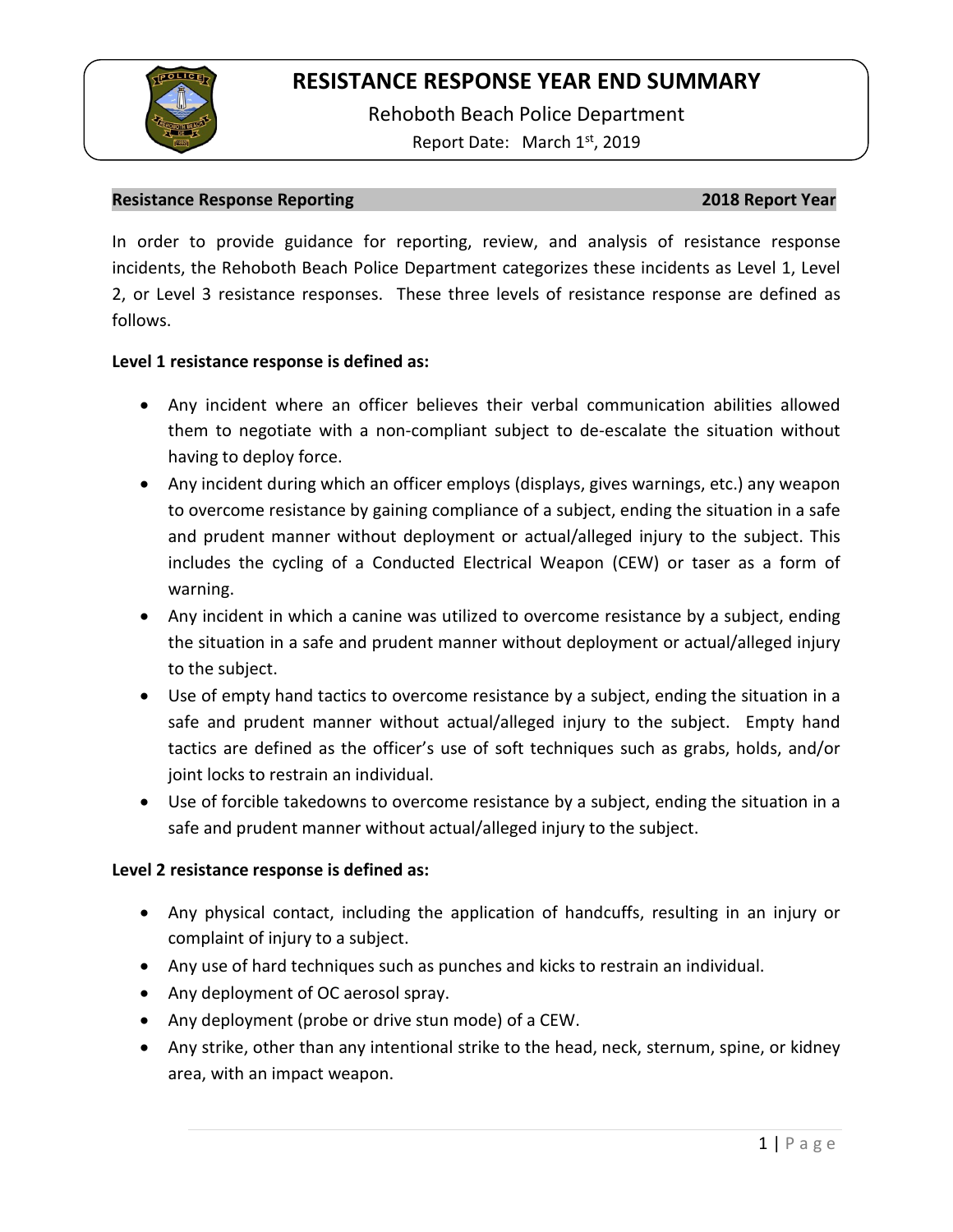# RESISTANCE RESPONSE YEAR END SUMMARY

Rehoboth Beach Police Department

Report Date: March 1st, 2019

**Resistance Response Reporting** **2018 Report Year**

In order to provide guidance for reporting, review, and analysis of resistance response incidents, the Rehoboth Beach Police Department categorizes these incidents as Level 1, Level 2, or Level 3 resistance responses. These three levels of resistance response are defined as follows.

**Level 1 resistance response is defined as:**

- Any incident where an officer believes their verbal communication abilities allowed them to negotiate with a non-compliant subject to de-escalate the situation without having to deploy force.
- Any incident during which an officer employs (displays, gives warnings, etc.) any weapon to overcome resistance by gaining compliance of a subject, ending the situation in a safe and prudent manner without deployment or actual/alleged injury to the subject. This includes the cycling of a Conducted Electrical Weapon (CEW) or taser as a form of warning.
- Any incident in which a canine was utilized to overcome resistance by a subject, ending the situation in a safe and prudent manner without deployment or actual/alleged injury to the subject.
- Use of empty hand tactics to overcome resistance by a subject, ending the situation in a safe and prudent manner without actual/alleged injury to the subject. Empty hand tactics are defined as the officer's use of soft techniques such as grabs, holds, and/or joint locks to restrain an individual.
- Use of forcible takedowns to overcome resistance by a subject, ending the situation in a safe and prudent manner without actual/alleged injury to the subject.

**Level 2 resistance response is defined as:**

- Any physical contact, including the application of handcuffs, resulting in an injury or complaint of injury to a subject.
- Any use of hard techniques such as punches and kicks to restrain an individual.
- Any deployment of OC aerosol spray.
- Any deployment (probe or drive stun mode) of a CEW.
- Any strike, other than any intentional strike to the head, neck, sternum, spine, or kidney area, with an impact weapon.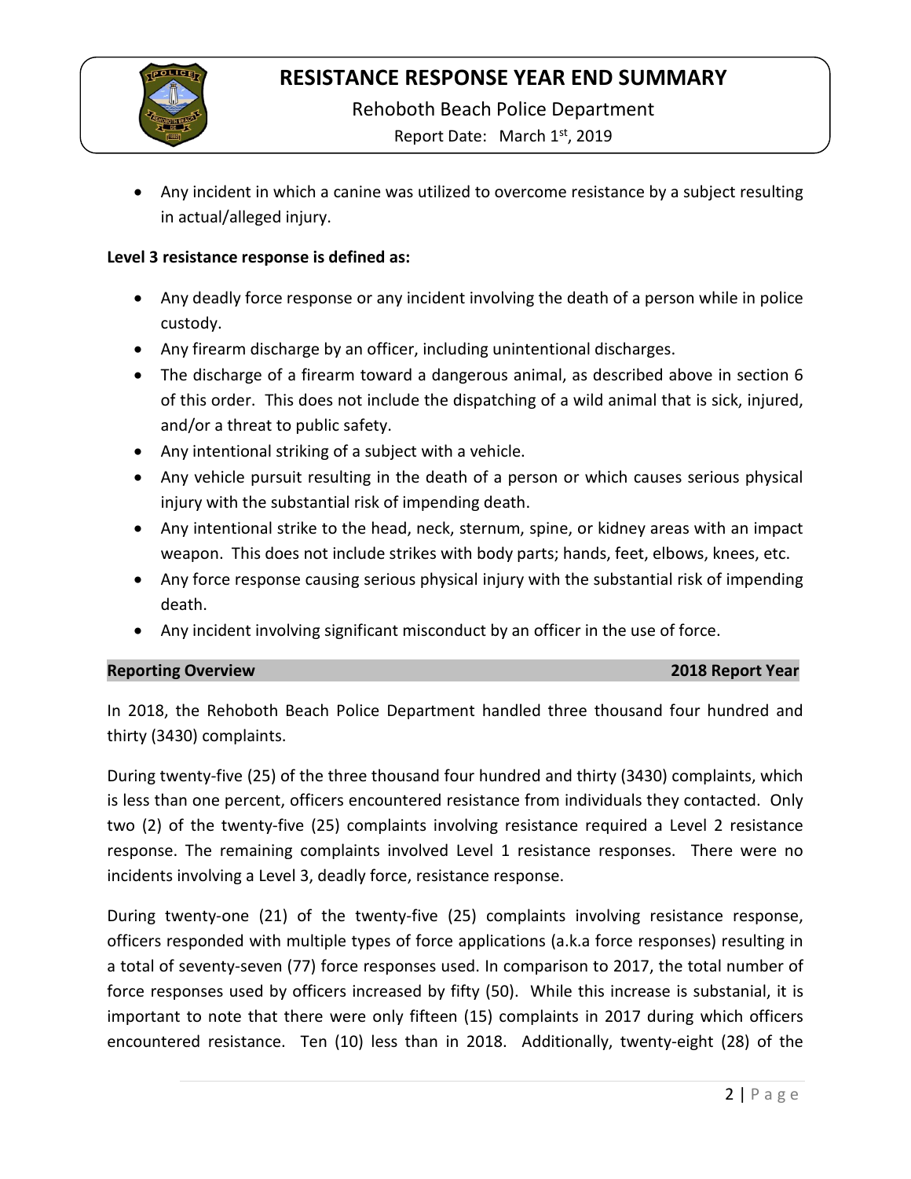- Any incident in which a canine was utilized to overcome resistance by a subject resulting in actual/alleged injury.

**Level 3 resistance response is defined as:**

- Any deadly force response or any incident involving the death of a person while in police custody.
- Any firearm discharge by an officer, including unintentional discharges.
- The discharge of a firearm toward a dangerous animal, as described above in section 6 of this order. This does not include the dispatching of a wild animal that is sick, injured, and/or a threat to public safety.
- Any intentional striking of a subject with a vehicle.
- Any vehicle pursuit resulting in the death of a person or which causes serious physical injury with the substantial risk of impending death.
- Any intentional strike to the head, neck, sternum, spine, or kidney areas with an impact weapon. This does not include strikes with body parts; hands, feet, elbows, knees, etc.
- Any force response causing serious physical injury with the substantial risk of impending death.
- Any incident involving significant misconduct by an officer in the use of force.

## Reporting Overview — 2018 Report Year

In 2018, the Rehoboth Beach Police Department handled three thousand four hundred and thirty (3430) complaints.

During twenty-five (25) of the three thousand four hundred and thirty (3430) complaints, which is less than one percent, officers encountered resistance from individuals they contacted. Only two (2) of the twenty-five (25) complaints involving resistance required a Level 2 resistance response. The remaining complaints involved Level 1 resistance responses. There were no incidents involving a Level 3, deadly force, resistance response.

During twenty-one (21) of the twenty-five (25) complaints involving resistance response, officers responded with multiple types of force applications (a.k.a force responses) resulting in a total of seventy-seven (77) force responses used. In comparison to 2017, the total number of force responses used by officers increased by fifty (50). While this increase is substanial, it is important to note that there were only fifteen (15) complaints in 2017 during which officers encountered resistance. Ten (10) less than in 2018. Additionally, twenty-eight (28) of the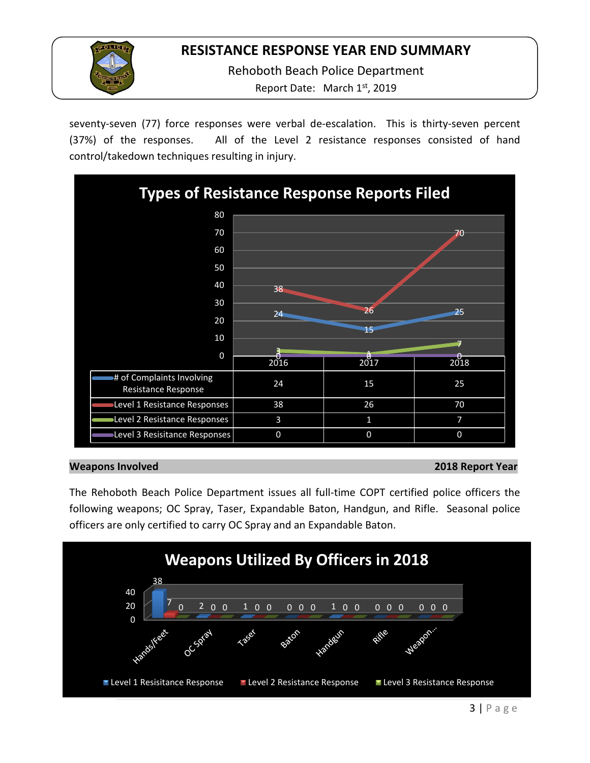seventy-seven (77) force responses were verbal de-escalation. This is thirty-seven percent (37%) of the responses. All of the Level 2 resistance responses consisted of hand control/takedown techniques resulting in injury.

**Types of Resistance Response Reports Filed**

| | 2016 | 2017 | 2018 |
|---|---|---|---|
| # of Complaints Involving Resistance Response | 24 | 15 | 25 |
| Level 1 Resistance Responses | 38 | 26 | 70 |
| Level 2 Resistance Responses | 3 | 1 | 7 |
| Level 3 Resisitance Responses | 0 | 0 | 0 |

## Weapons Involved — 2018 Report Year

The Rehoboth Beach Police Department issues all full-time COPT certified police officers the following weapons; OC Spray, Taser, Expandable Baton, Handgun, and Rifle. Seasonal police officers are only certified to carry OC Spray and an Expandable Baton.

**Weapons Utilized By Officers in 2018**

| | Hands/Feet | OC Spray | Taser | Baton | Handgun | Rifle | Weapon... |
|---|---|---|---|---|---|---|---|
| Level 1 Resisitance Response | 38 | 2 | 1 | 0 | 1 | 0 | 0 |
| Level 2 Resistance Response | 7 | 0 | 0 | 0 | 0 | 0 | 0 |
| Level 3 Resistance Response | 0 | 0 | 0 | 0 | 0 | 0 | 0 |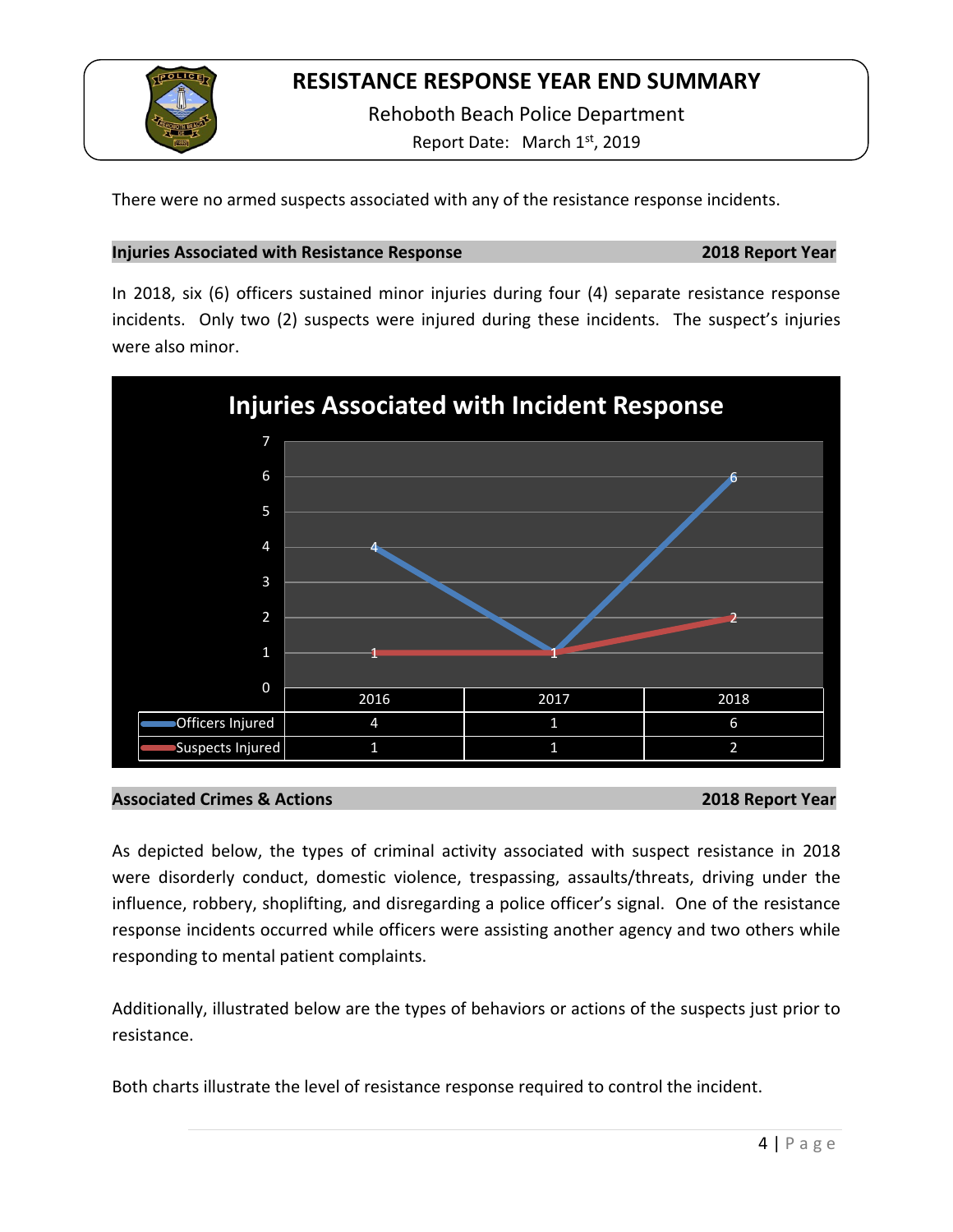There were no armed suspects associated with any of the resistance response incidents.

## Injuries Associated with Resistance Response — 2018 Report Year

In 2018, six (6) officers sustained minor injuries during four (4) separate resistance response incidents. Only two (2) suspects were injured during these incidents. The suspect's injuries were also minor.

**Injuries Associated with Incident Response**

| | 2016 | 2017 | 2018 |
|---|---|---|---|
| Officers Injured | 4 | 1 | 6 |
| Suspects Injured | 1 | 1 | 2 |

## Associated Crimes & Actions — 2018 Report Year

As depicted below, the types of criminal activity associated with suspect resistance in 2018 were disorderly conduct, domestic violence, trespassing, assaults/threats, driving under the influence, robbery, shoplifting, and disregarding a police officer's signal. One of the resistance response incidents occurred while officers were assisting another agency and two others while responding to mental patient complaints.

Additionally, illustrated below are the types of behaviors or actions of the suspects just prior to resistance.

Both charts illustrate the level of resistance response required to control the incident.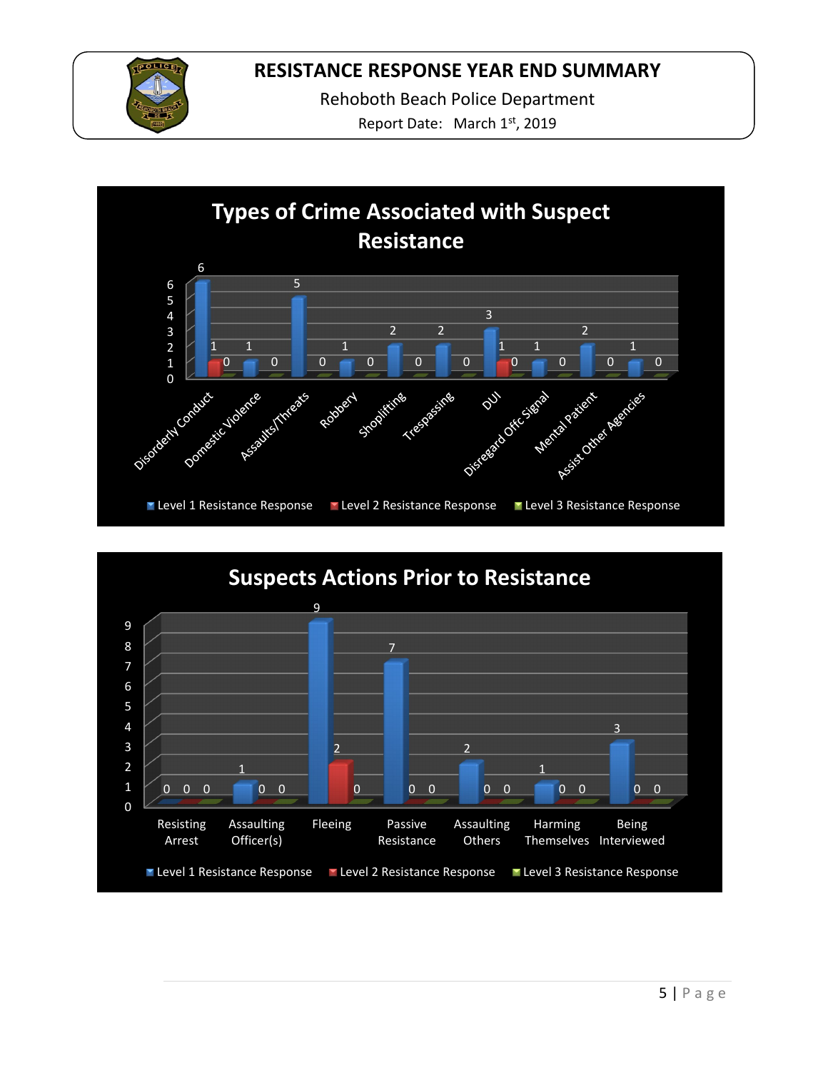# RESISTANCE RESPONSE YEAR END SUMMARY

Rehoboth Beach Police Department

Report Date: March 1st, 2019

## Types of Crime Associated with Suspect Resistance

| Type of Crime | Level 1 Resistance Response | Level 2 Resistance Response | Level 3 Resistance Response |
| --- | --- | --- | --- |
| Disorderly Conduct | 6 | 1 | 0 |
| Domestic Violence | 1 | 0 | |
| Assaults/Threats | 5 | 0 | |
| Robbery | 1 | 0 | |
| Shoplifting | 2 | 0 | |
| Trespassing | 2 | 0 | |
| DUI | 3 | 1 | 0 |
| Disregard Offc Signal | 1 | 0 | |
| Mental Patient | 2 | 0 | |
| Assist Other Agencies | 1 | 0 | |

## Suspects Actions Prior to Resistance

| Action | Level 1 Resistance Response | Level 2 Resistance Response | Level 3 Resistance Response |
| --- | --- | --- | --- |
| Resisting Arrest | 0 | 0 | 0 |
| Assaulting Officer(s) | 1 | 0 | 0 |
| Fleeing | 9 | 2 | 0 |
| Passive Resistance | 7 | 0 | 0 |
| Assaulting Others | 2 | 0 | 0 |
| Harming Themselves | 1 | 0 | 0 |
| Being Interviewed | 3 | 0 | 0 |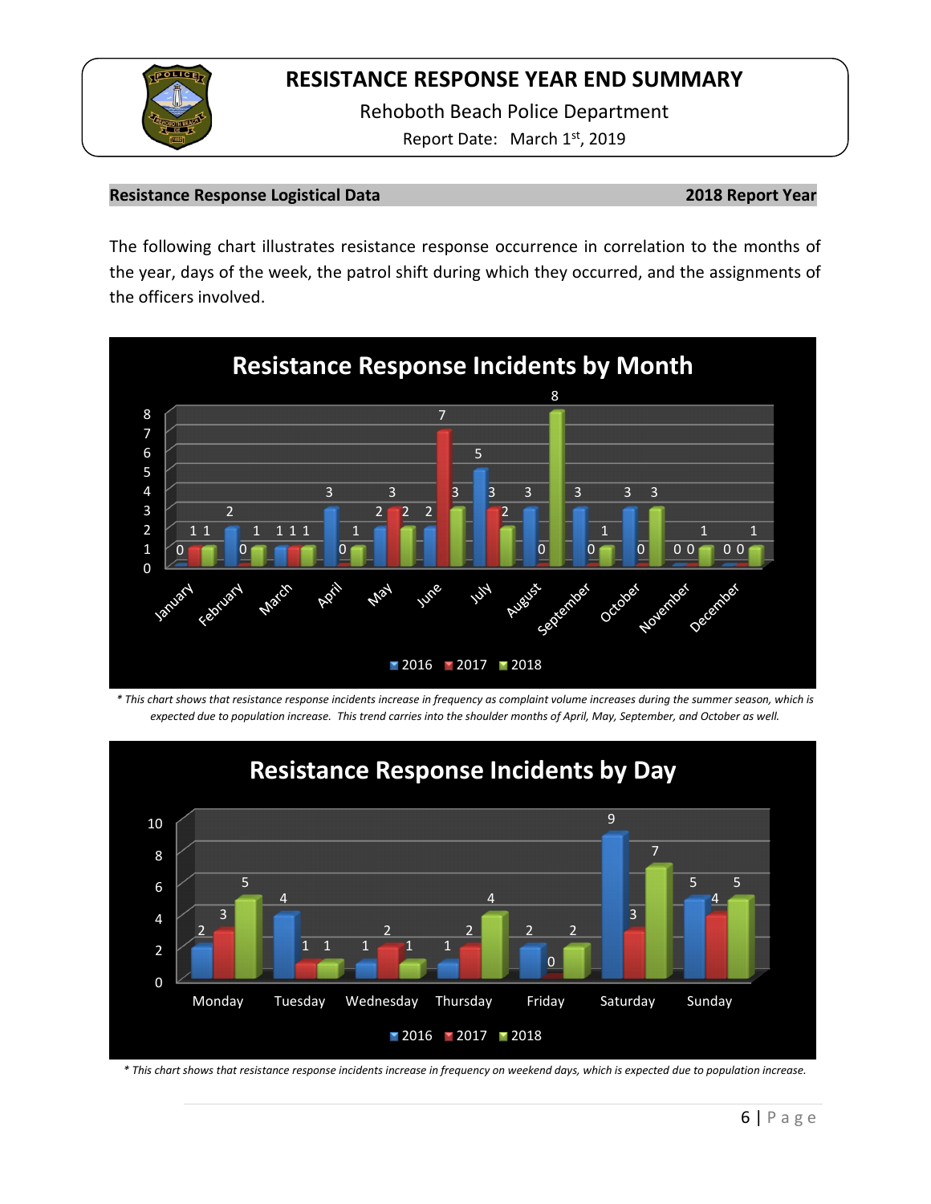# RESISTANCE RESPONSE YEAR END SUMMARY

Rehoboth Beach Police Department

Report Date: March 1st, 2019

**Resistance Response Logistical Data** **2018 Report Year**

The following chart illustrates resistance response occurrence in correlation to the months of the year, days of the week, the patrol shift during which they occurred, and the assignments of the officers involved.

**Resistance Response Incidents by Month**

| Month | 2016 | 2017 | 2018 |
|---|---|---|---|
| January | 0 | 1 | 1 |
| February | 2 | 0 | 1 |
| March | 1 | 1 | 1 |
| April | 3 | 0 | 1 |
| May | 2 | 3 | 2 |
| June | 2 | 7 | 3 |
| July | 5 | 3 | 2 |
| August | 3 | 0 | 8 |
| September | 3 | 0 | 1 |
| October | 3 | 0 | 3 |
| November | 0 | 0 | 1 |
| December | 0 | 0 | 1 |

*\* This chart shows that resistance response incidents increase in frequency as complaint volume increases during the summer season, which is expected due to population increase. This trend carries into the shoulder months of April, May, September, and October as well.*

**Resistance Response Incidents by Day**

| Day | 2016 | 2017 | 2018 |
|---|---|---|---|
| Monday | 2 | 3 | 5 |
| Tuesday | 4 | 1 | 1 |
| Wednesday | 1 | 2 | 1 |
| Thursday | 1 | 2 | 4 |
| Friday | 2 | 0 | 2 |
| Saturday | 9 | 3 | 7 |
| Sunday | 5 | 4 | 5 |

*\* This chart shows that resistance response incidents increase in frequency on weekend days, which is expected due to population increase.*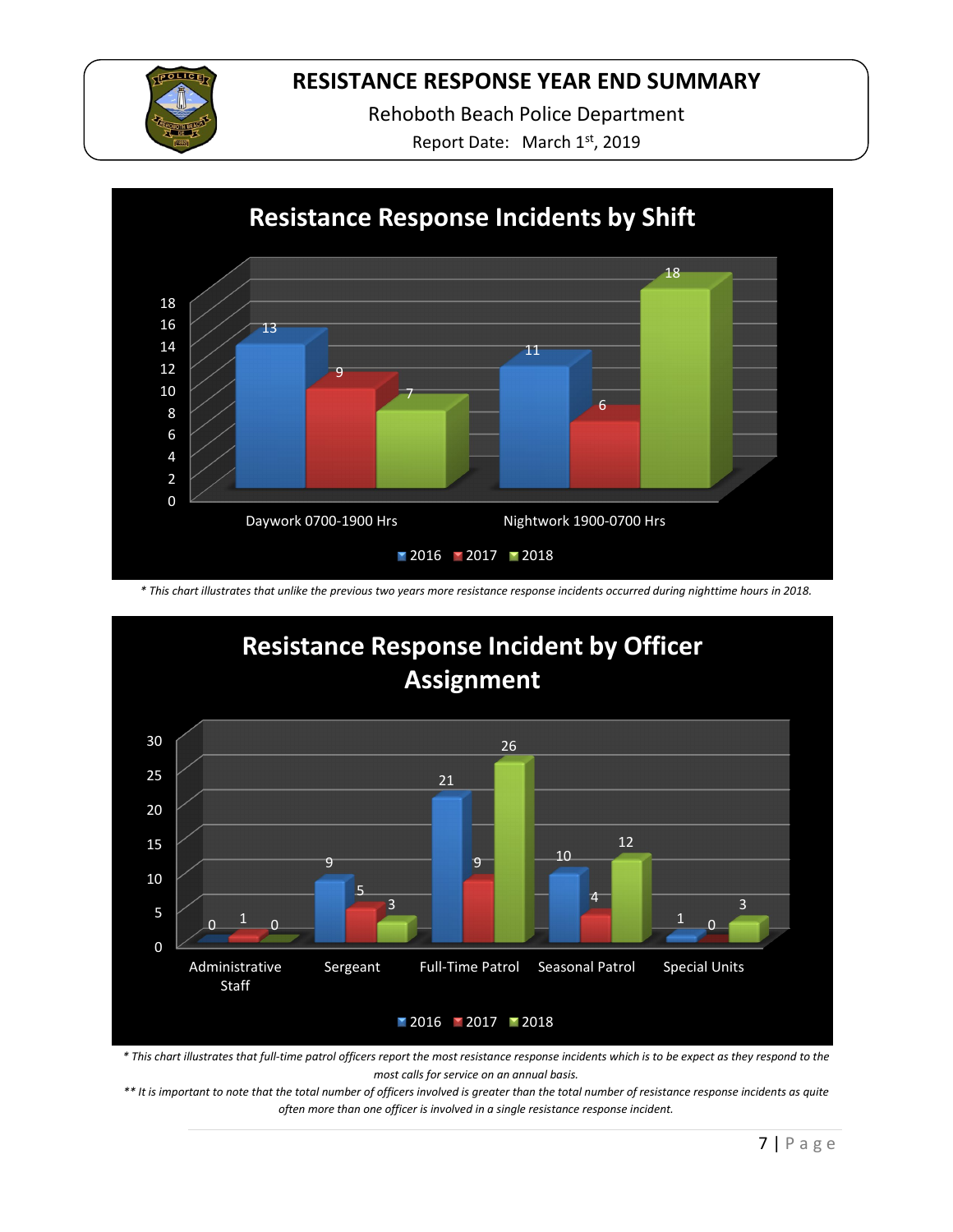# RESISTANCE RESPONSE YEAR END SUMMARY

Rehoboth Beach Police Department

Report Date: March 1st, 2019

**Resistance Response Incidents by Shift**

18
16
14
12
10
8
6
4
2
0

13 9 7
11 6 18

Daywork 0700-1900 Hrs
Nightwork 1900-0700 Hrs

2016 2017 2018

*\* This chart illustrates that unlike the previous two years more resistance response incidents occurred during nighttime hours in 2018.*

**Resistance Response Incident by Officer Assignment**

30
25
20
15
10
5
0

0 1 0
9 5 3
21 9 26
10 4 12
1 0 3

Administrative Staff
Sergeant
Full-Time Patrol
Seasonal Patrol
Special Units

2016 2017 2018

*\* This chart illustrates that full-time patrol officers report the most resistance response incidents which is to be expect as they respond to the most calls for service on an annual basis.*

*\*\* It is important to note that the total number of officers involved is greater than the total number of resistance response incidents as quite often more than one officer is involved in a single resistance response incident.*